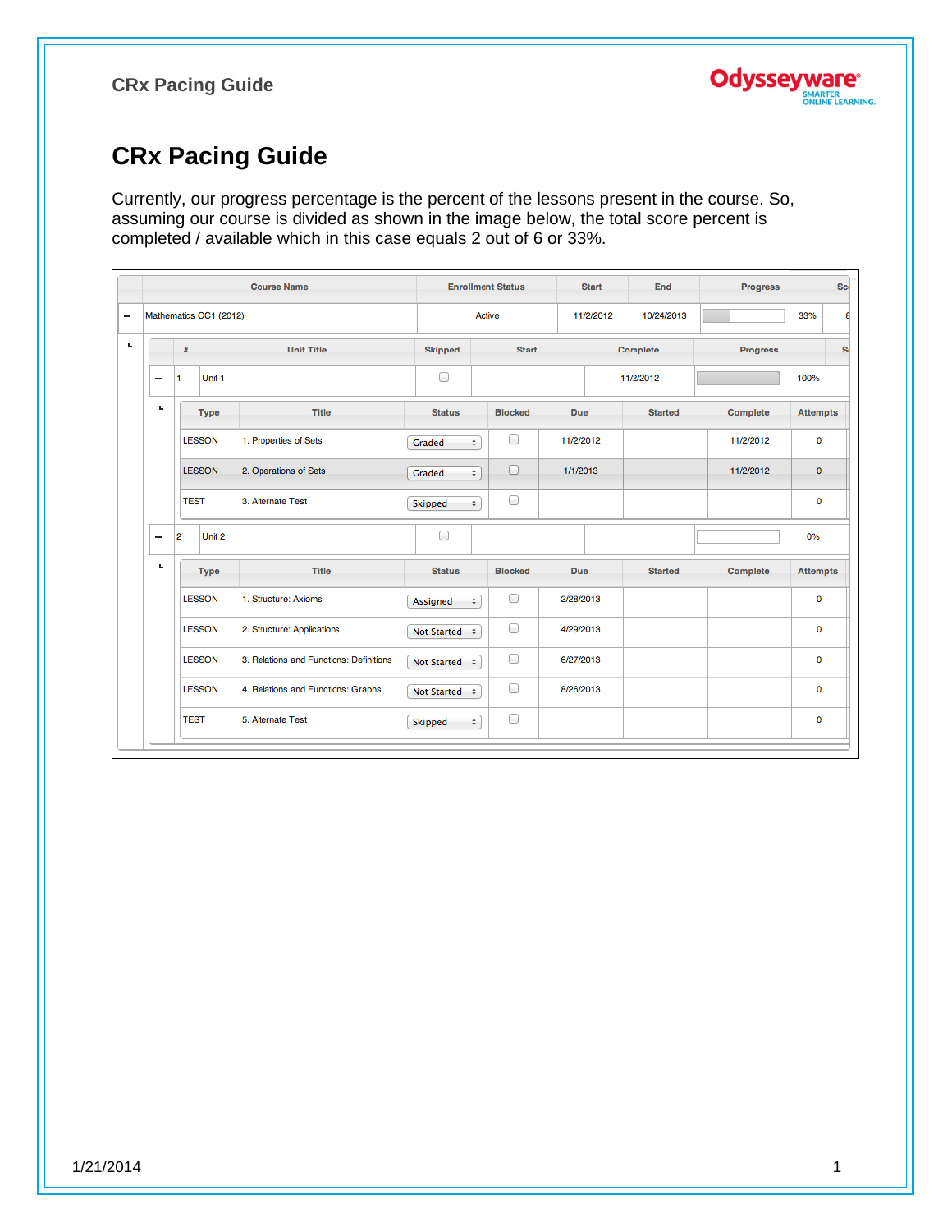# CRx Pacing Guide

Currently, our progress percentage is the percent of the lessons present in the course. So, assuming our course is divided as shown in the image below, the total score percent is completed / available which in this case equals 2 out of 6 or 33%.

| Course Name | Enrollment Status | Start | End | Progress |
|---|---|---|---|---|
| Mathematics CC1 (2012) | Active | 11/2/2012 | 10/24/2013 | 33% |

| # | Unit Title | Skipped | Start | Complete | Progress |
|---|---|---|---|---|---|
| 1 | Unit 1 | ☐ | | 11/2/2012 | 100% |

| Type | Title | Status | Blocked | Due | Started | Complete | Attempts |
|---|---|---|---|---|---|---|---|
| LESSON | 1. Properties of Sets | Graded | ☐ | 11/2/2012 | | 11/2/2012 | 0 |
| LESSON | 2. Operations of Sets | Graded | ☐ | 1/1/2013 | | 11/2/2012 | 0 |
| TEST | 3. Alternate Test | Skipped | ☐ | | | | 0 |

| # | Unit Title | Skipped | Start | Complete | Progress |
|---|---|---|---|---|---|
| 2 | Unit 2 | ☐ | | | 0% |

| Type | Title | Status | Blocked | Due | Started | Complete | Attempts |
|---|---|---|---|---|---|---|---|
| LESSON | 1. Structure: Axioms | Assigned | ☐ | 2/28/2013 | | | 0 |
| LESSON | 2. Structure: Applications | Not Started | ☐ | 4/29/2013 | | | 0 |
| LESSON | 3. Relations and Functions: Definitions | Not Started | ☐ | 6/27/2013 | | | 0 |
| LESSON | 4. Relations and Functions: Graphs | Not Started | ☐ | 8/26/2013 | | | 0 |
| TEST | 5. Alternate Test | Skipped | ☐ | | | | 0 |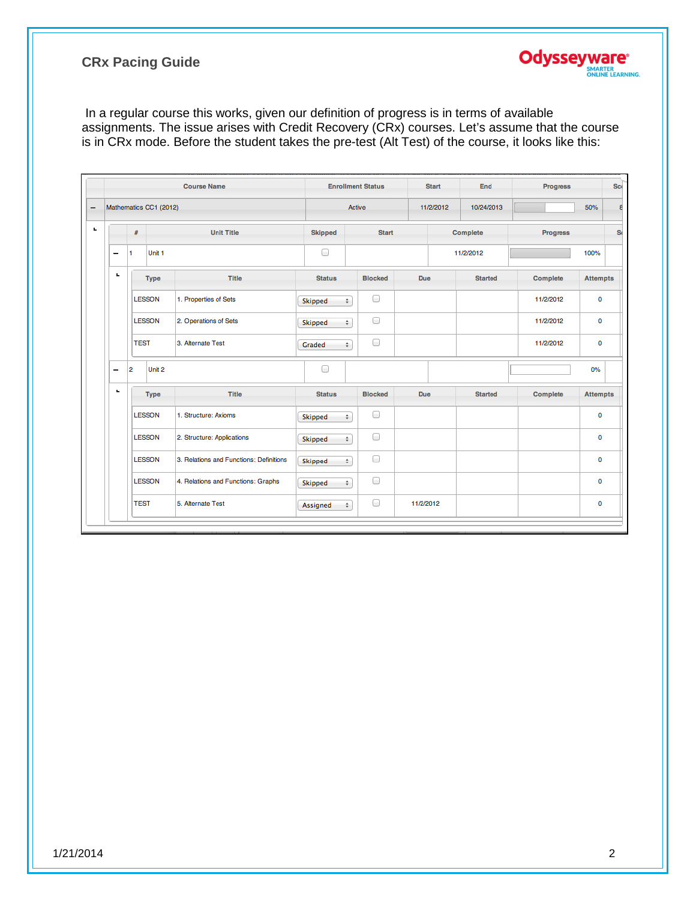In a regular course this works, given our definition of progress is in terms of available assignments. The issue arises with Credit Recovery (CRx) courses. Let's assume that the course is in CRx mode. Before the student takes the pre-test (Alt Test) of the course, it looks like this:

| Course Name | Enrollment Status | Start | End | Progress |
|---|---|---|---|---|
| Mathematics CC1 (2012) | Active | 11/2/2012 | 10/24/2013 | 50% |

| # | Unit Title | Skipped | Start | Complete | Progress |
|---|---|---|---|---|---|
| 1 | Unit 1 | ☐ | | 11/2/2012 | 100% |

| Type | Title | Status | Blocked | Due | Started | Complete | Attempts |
|---|---|---|---|---|---|---|---|
| LESSON | 1. Properties of Sets | Skipped | ☐ | | | 11/2/2012 | 0 |
| LESSON | 2. Operations of Sets | Skipped | ☐ | | | 11/2/2012 | 0 |
| TEST | 3. Alternate Test | Graded | ☐ | | | 11/2/2012 | 0 |

| # | Unit Title | Skipped | Start | Complete | Progress |
|---|---|---|---|---|---|
| 2 | Unit 2 | ☐ | | | 0% |

| Type | Title | Status | Blocked | Due | Started | Complete | Attempts |
|---|---|---|---|---|---|---|---|
| LESSON | 1. Structure: Axioms | Skipped | ☐ | | | | 0 |
| LESSON | 2. Structure: Applications | Skipped | ☐ | | | | 0 |
| LESSON | 3. Relations and Functions: Definitions | Skipped | ☐ | | | | 0 |
| LESSON | 4. Relations and Functions: Graphs | Skipped | ☐ | | | | 0 |
| TEST | 5. Alternate Test | Assigned | ☐ | 11/2/2012 | | | 0 |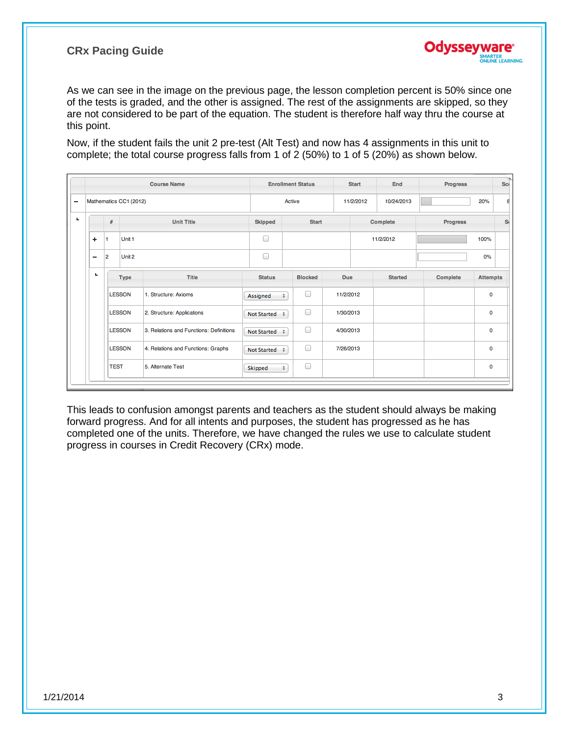As we can see in the image on the previous page, the lesson completion percent is 50% since one of the tests is graded, and the other is assigned. The rest of the assignments are skipped, so they are not considered to be part of the equation. The student is therefore half way thru the course at this point.

Now, if the student fails the unit 2 pre-test (Alt Test) and now has 4 assignments in this unit to complete; the total course progress falls from 1 of 2 (50%) to 1 of 5 (20%) as shown below.

| | Course Name | Enrollment Status | Start | End | Progress |
|---|---|---|---|---|---|
| – | Mathematics CC1 (2012) | Active | 11/2/2012 | 10/24/2013 | 20% |

| | # | Unit Title | Skipped | Start | Complete | Progress |
|---|---|---|---|---|---|---|
| + | 1 | Unit 1 | ☐ | | 11/2/2012 | 100% |
| – | 2 | Unit 2 | ☐ | | | 0% |

| Type | Title | Status | Blocked | Due | Started | Complete | Attempts |
|---|---|---|---|---|---|---|---|
| LESSON | 1. Structure: Axioms | Assigned | ☐ | 11/2/2012 | | | 0 |
| LESSON | 2. Structure: Applications | Not Started | ☐ | 1/30/2013 | | | 0 |
| LESSON | 3. Relations and Functions: Definitions | Not Started | ☐ | 4/30/2013 | | | 0 |
| LESSON | 4. Relations and Functions: Graphs | Not Started | ☐ | 7/26/2013 | | | 0 |
| TEST | 5. Alternate Test | Skipped | ☐ | | | | 0 |

This leads to confusion amongst parents and teachers as the student should always be making forward progress. And for all intents and purposes, the student has progressed as he has completed one of the units. Therefore, we have changed the rules we use to calculate student progress in courses in Credit Recovery (CRx) mode.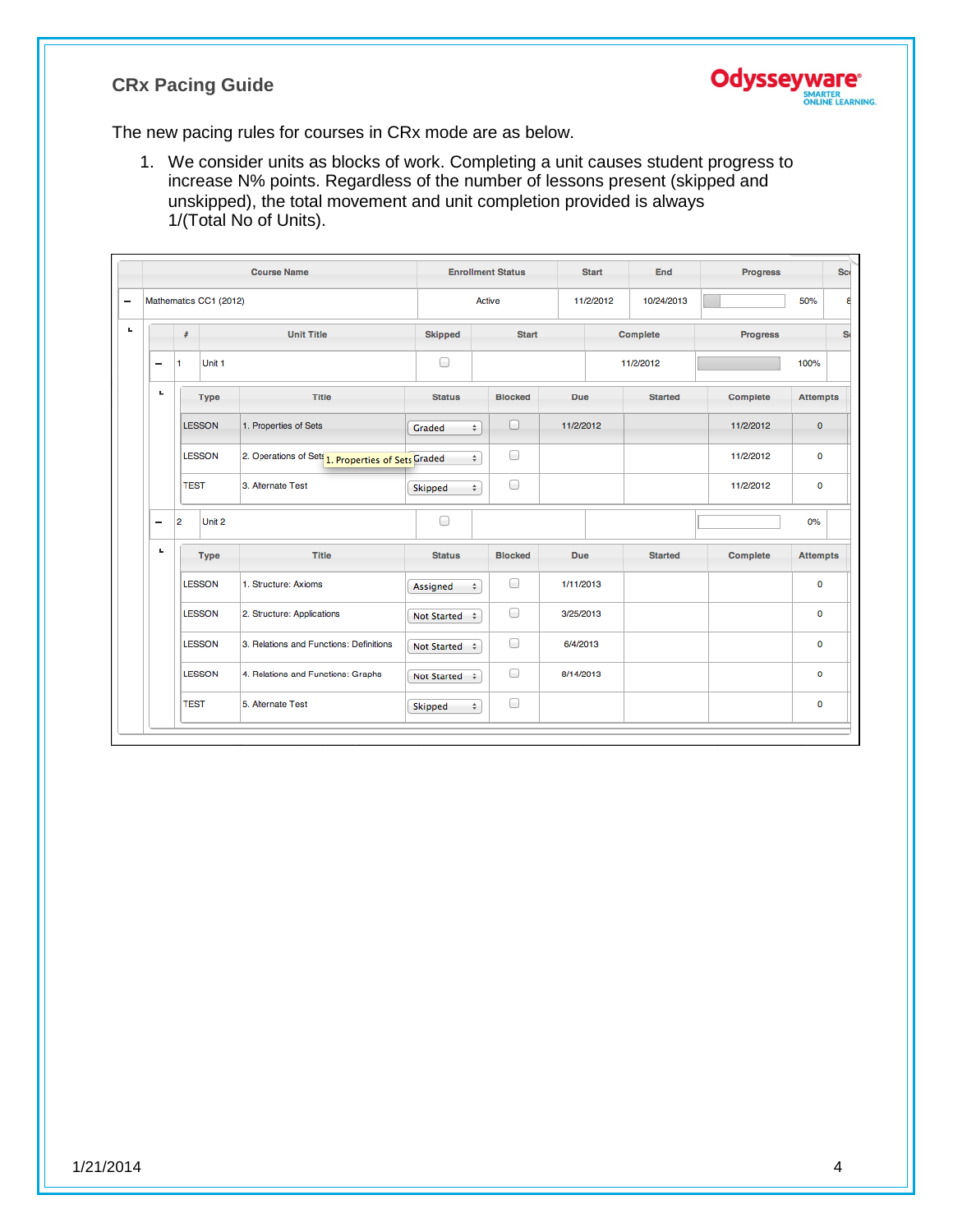## CRx Pacing Guide

The new pacing rules for courses in CRx mode are as below.

1. We consider units as blocks of work. Completing a unit causes student progress to increase N% points. Regardless of the number of lessons present (skipped and unskipped), the total movement and unit completion provided is always 1/(Total No of Units).

| | Course Name | Enrollment Status | Start | End | Progress | |
|---|---|---|---|---|---|---|
| – | Mathematics CC1 (2012) | Active | 11/2/2012 | 10/24/2013 | | 50% |

| | # | Unit Title | Skipped | Start | Complete | Progress | |
|---|---|---|---|---|---|---|---|
| – | 1 | Unit 1 | ☐ | | 11/2/2012 | | 100% |

| Type | Title | Status | Blocked | Due | Started | Complete | Attempts |
|---|---|---|---|---|---|---|---|
| LESSON | 1. Properties of Sets | Graded | ☐ | 11/2/2012 | | 11/2/2012 | 0 |
| LESSON | 2. Operations of Sets | Graded | ☐ | | | 11/2/2012 | 0 |
| TEST | 3. Alternate Test | Skipped | ☐ | | | 11/2/2012 | 0 |

| | # | Unit Title | Skipped | Start | Complete | Progress | |
|---|---|---|---|---|---|---|---|
| – | 2 | Unit 2 | ☐ | | | | 0% |

| Type | Title | Status | Blocked | Due | Started | Complete | Attempts |
|---|---|---|---|---|---|---|---|
| LESSON | 1. Structure: Axioms | Assigned | ☐ | 1/11/2013 | | | 0 |
| LESSON | 2. Structure: Applications | Not Started | ☐ | 3/25/2013 | | | 0 |
| LESSON | 3. Relations and Functions: Definitions | Not Started | ☐ | 6/4/2013 | | | 0 |
| LESSON | 4. Relations and Functions: Graphs | Not Started | ☐ | 8/14/2013 | | | 0 |
| TEST | 5. Alternate Test | Skipped | ☐ | | | | 0 |

1/21/2014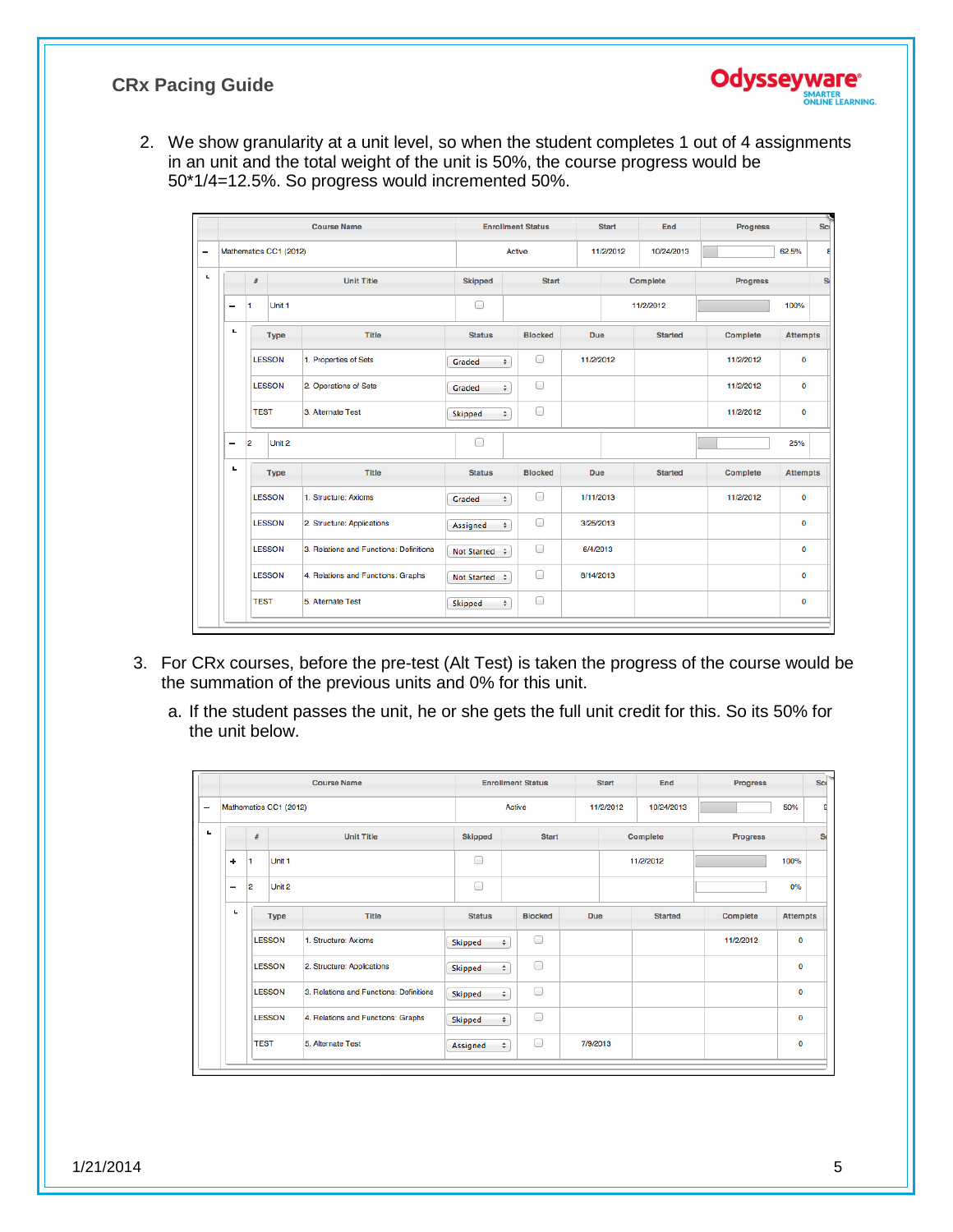2. We show granularity at a unit level, so when the student completes 1 out of 4 assignments in an unit and the total weight of the unit is 50%, the course progress would be 50*1/4=12.5%. So progress would incremented 50%.

| Course Name | Enrollment Status | Start | End | Progress |
|---|---|---|---|---|
| Mathematics CC1 (2012) | Active | 11/2/2012 | 10/24/2013 | 62.5% |

| # | Unit Title | Skipped | Start | Complete | Progress |
|---|---|---|---|---|---|
| 1 | Unit 1 | ☐ | | 11/2/2012 | 100% |

| Type | Title | Status | Blocked | Due | Started | Complete | Attempts |
|---|---|---|---|---|---|---|---|
| LESSON | 1. Properties of Sets | Graded | ☐ | 11/2/2012 | | 11/2/2012 | 0 |
| LESSON | 2. Operations of Sets | Graded | ☐ | | | 11/2/2012 | 0 |
| TEST | 3. Alternate Test | Skipped | ☐ | | | 11/2/2012 | 0 |

| # | Unit Title | Skipped | Start | Complete | Progress |
|---|---|---|---|---|---|
| 2 | Unit 2 | ☐ | | | 25% |

| Type | Title | Status | Blocked | Due | Started | Complete | Attempts |
|---|---|---|---|---|---|---|---|
| LESSON | 1. Structure: Axioms | Graded | ☐ | 1/11/2013 | | 11/2/2012 | 0 |
| LESSON | 2. Structure: Applications | Assigned | ☐ | 3/25/2013 | | | 0 |
| LESSON | 3. Relations and Functions: Definitions | Not Started | ☐ | 6/4/2013 | | | 0 |
| LESSON | 4. Relations and Functions: Graphs | Not Started | ☐ | 8/14/2013 | | | 0 |
| TEST | 5. Alternate Test | Skipped | ☐ | | | | 0 |

3. For CRx courses, before the pre-test (Alt Test) is taken the progress of the course would be the summation of the previous units and 0% for this unit.

   a. If the student passes the unit, he or she gets the full unit credit for this. So its 50% for the unit below.

| Course Name | Enrollment Status | Start | End | Progress |
|---|---|---|---|---|
| Mathematics CC1 (2012) | Active | 11/2/2012 | 10/24/2013 | 50% |

| # | Unit Title | Skipped | Start | Complete | Progress |
|---|---|---|---|---|---|
| 1 | Unit 1 | ☐ | | 11/2/2012 | 100% |
| 2 | Unit 2 | ☐ | | | 0% |

| Type | Title | Status | Blocked | Due | Started | Complete | Attempts |
|---|---|---|---|---|---|---|---|
| LESSON | 1. Structure: Axioms | Skipped | ☐ | | | 11/2/2012 | 0 |
| LESSON | 2. Structure: Applications | Skipped | ☐ | | | | 0 |
| LESSON | 3. Relations and Functions: Definitions | Skipped | ☐ | | | | 0 |
| LESSON | 4. Relations and Functions: Graphs | Skipped | ☐ | | | | 0 |
| TEST | 5. Alternate Test | Assigned | ☐ | 7/9/2013 | | | 0 |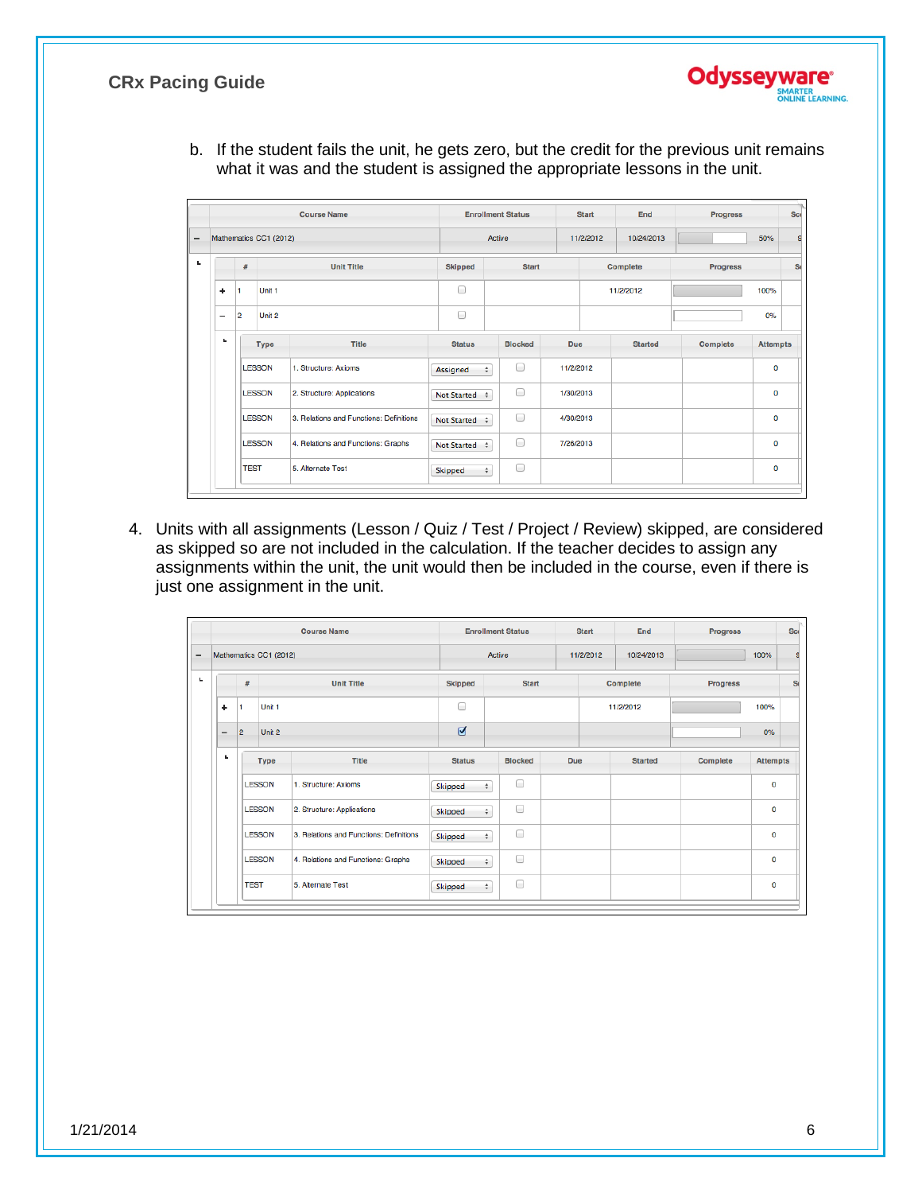b. If the student fails the unit, he gets zero, but the credit for the previous unit remains what it was and the student is assigned the appropriate lessons in the unit.

| | Course Name | Enrollment Status | Start | End | Progress | |
|---|---|---|---|---|---|---|
| – | Mathematics CC1 (2012) | Active | 11/2/2012 | 10/24/2013 | 50% | |

| | # | Unit Title | Skipped | Start | Complete | Progress |
|---|---|---|---|---|---|---|
| + | 1 | Unit 1 | ☐ | | 11/2/2012 | 100% |
| – | 2 | Unit 2 | ☐ | | | 0% |

| Type | Title | Status | Blocked | Due | Started | Complete | Attempts |
|---|---|---|---|---|---|---|---|
| LESSON | 1. Structure: Axioms | Assigned | ☐ | 11/2/2012 | | | 0 |
| LESSON | 2. Structure: Applications | Not Started | ☐ | 1/30/2013 | | | 0 |
| LESSON | 3. Relations and Functions: Definitions | Not Started | ☐ | 4/30/2013 | | | 0 |
| LESSON | 4. Relations and Functions: Graphs | Not Started | ☐ | 7/26/2013 | | | 0 |
| TEST | 5. Alternate Test | Skipped | ☐ | | | | 0 |

4. Units with all assignments (Lesson / Quiz / Test / Project / Review) skipped, are considered as skipped so are not included in the calculation. If the teacher decides to assign any assignments within the unit, the unit would then be included in the course, even if there is just one assignment in the unit.

| | Course Name | Enrollment Status | Start | End | Progress | |
|---|---|---|---|---|---|---|
| – | Mathematics CC1 (2012) | Active | 11/2/2012 | 10/24/2013 | 100% | |

| | # | Unit Title | Skipped | Start | Complete | Progress |
|---|---|---|---|---|---|---|
| + | 1 | Unit 1 | ☐ | | 11/2/2012 | 100% |
| – | 2 | Unit 2 | ☑ | | | 0% |

| Type | Title | Status | Blocked | Due | Started | Complete | Attempts |
|---|---|---|---|---|---|---|---|
| LESSON | 1. Structure: Axioms | Skipped | ☐ | | | | 0 |
| LESSON | 2. Structure: Applications | Skipped | ☐ | | | | 0 |
| LESSON | 3. Relations and Functions: Definitions | Skipped | ☐ | | | | 0 |
| LESSON | 4. Relations and Functions: Graphs | Skipped | ☐ | | | | 0 |
| TEST | 5. Alternate Test | Skipped | ☐ | | | | 0 |